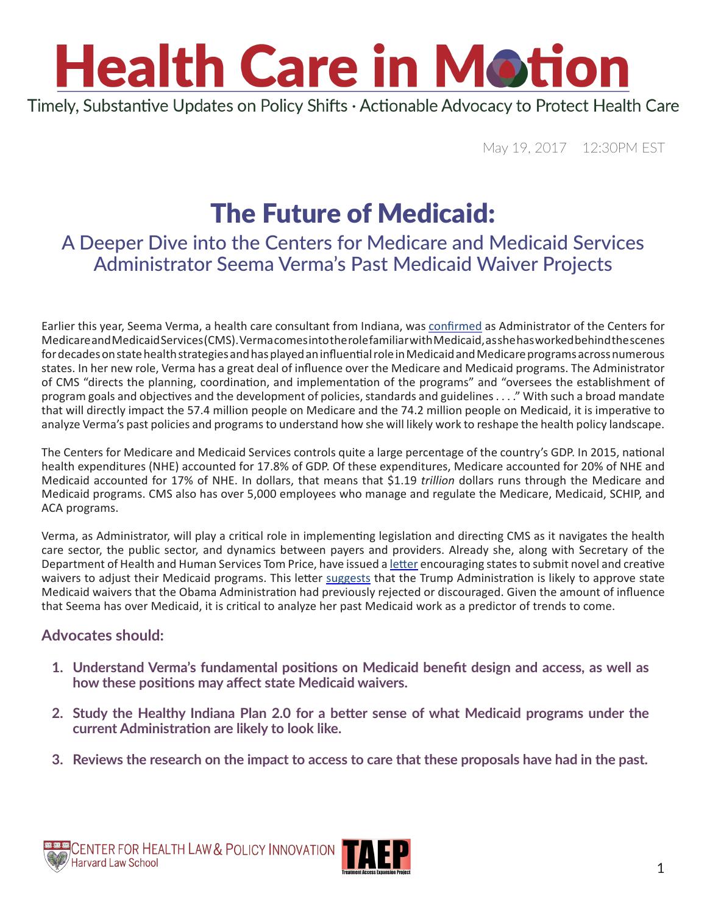# Health Care in Motion

Timely, Substantive Updates on Policy Shifts · Actionable Advocacy to Protect Health Care

May 19, 2017 12:30PM EST

# The Future of Medicaid:

## A Deeper Dive into the Centers for Medicare and Medicaid Services Administrator Seema Verma's Past Medicaid Waiver Projects

Earlier this year, Seema Verma, a health care consultant from Indiana, was confirmed as Administrator of the Centers for Medicare and Medicaid Services (CMS). Verma comes into the role familiar with Medicaid, as she has worked behind the scenes for decades on state health strategies and has played an influential role in Medicaid and Medicare programs across numerous states. In her new role, Verma has a great deal of influence over the Medicare and Medicaid programs. The Administrator of CMS "directs the planning, coordination, and implementation of the programs" and "oversees the establishment of program goals and objectives and the development of policies, standards and guidelines . . . ." With such a broad mandate that will directly impact the 57.4 million people on Medicare and the 74.2 million people on Medicaid, it is imperative to analyze Verma's past policies and programs to understand how she will likely work to reshape the health policy landscape.

The Centers for Medicare and Medicaid Services controls quite a large percentage of the country's GDP. In 2015, national health expenditures (NHE) accounted for 17.8% of GDP. Of these expenditures, Medicare accounted for 20% of NHE and Medicaid accounted for 17% of NHE. In dollars, that means that $1.19 *trillion* dollars runs through the Medicare and Medicaid programs. CMS also has over 5,000 employees who manage and regulate the Medicare, Medicaid, SCHIP, and ACA programs.

Verma, as Administrator, will play a critical role in implementing legislation and directing CMS as it navigates the health care sector, the public sector, and dynamics between payers and providers. Already she, along with Secretary of the Department of Health and Human Services Tom Price, have issued a letter encouraging states to submit novel and creative waivers to adjust their Medicaid programs. This letter suggests that the Trump Administration is likely to approve state Medicaid waivers that the Obama Administration had previously rejected or discouraged. Given the amount of influence that Seema has over Medicaid, it is critical to analyze her past Medicaid work as a predictor of trends to come.

### Advocates should:

1. **Understand Verma's fundamental positions on Medicaid benefit design and access, as well as how these positions may affect state Medicaid waivers.**

2. **Study the Healthy Indiana Plan 2.0 for a better sense of what Medicaid programs under the current Administration are likely to look like.**

3. **Reviews the research on the impact to access to care that these proposals have had in the past.**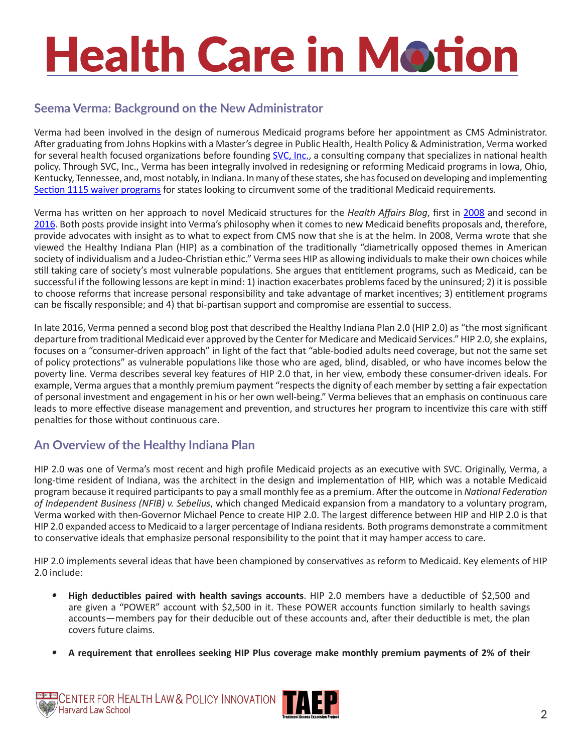## Seema Verma: Background on the New Administrator

Verma had been involved in the design of numerous Medicaid programs before her appointment as CMS Administrator. After graduating from Johns Hopkins with a Master's degree in Public Health, Health Policy & Administration, Verma worked for several health focused organizations before founding SVC, Inc., a consulting company that specializes in national health policy. Through SVC, Inc., Verma has been integrally involved in redesigning or reforming Medicaid programs in Iowa, Ohio, Kentucky, Tennessee, and, most notably, in Indiana. In many of these states, she has focused on developing and implementing Section 1115 waiver programs for states looking to circumvent some of the traditional Medicaid requirements.

Verma has written on her approach to novel Medicaid structures for the *Health Affairs Blog*, first in 2008 and second in 2016. Both posts provide insight into Verma's philosophy when it comes to new Medicaid benefits proposals and, therefore, provide advocates with insight as to what to expect from CMS now that she is at the helm. In 2008, Verma wrote that she viewed the Healthy Indiana Plan (HIP) as a combination of the traditionally "diametrically opposed themes in American society of individualism and a Judeo-Christian ethic." Verma sees HIP as allowing individuals to make their own choices while still taking care of society's most vulnerable populations. She argues that entitlement programs, such as Medicaid, can be successful if the following lessons are kept in mind: 1) inaction exacerbates problems faced by the uninsured; 2) it is possible to choose reforms that increase personal responsibility and take advantage of market incentives; 3) entitlement programs can be fiscally responsible; and 4) that bi-partisan support and compromise are essential to success.

In late 2016, Verma penned a second blog post that described the Healthy Indiana Plan 2.0 (HIP 2.0) as "the most significant departure from traditional Medicaid ever approved by the Center for Medicare and Medicaid Services." HIP 2.0, she explains, focuses on a "consumer-driven approach" in light of the fact that "able-bodied adults need coverage, but not the same set of policy protections" as vulnerable populations like those who are aged, blind, disabled, or who have incomes below the poverty line. Verma describes several key features of HIP 2.0 that, in her view, embody these consumer-driven ideals. For example, Verma argues that a monthly premium payment "respects the dignity of each member by setting a fair expectation of personal investment and engagement in his or her own well-being." Verma believes that an emphasis on continuous care leads to more effective disease management and prevention, and structures her program to incentivize this care with stiff penalties for those without continuous care.

## An Overview of the Healthy Indiana Plan

HIP 2.0 was one of Verma's most recent and high profile Medicaid projects as an executive with SVC. Originally, Verma, a long-time resident of Indiana, was the architect in the design and implementation of HIP, which was a notable Medicaid program because it required participants to pay a small monthly fee as a premium. After the outcome in *National Federation of Independent Business (NFIB) v. Sebelius*, which changed Medicaid expansion from a mandatory to a voluntary program, Verma worked with then-Governor Michael Pence to create HIP 2.0. The largest difference between HIP and HIP 2.0 is that HIP 2.0 expanded access to Medicaid to a larger percentage of Indiana residents. Both programs demonstrate a commitment to conservative ideals that emphasize personal responsibility to the point that it may hamper access to care.

HIP 2.0 implements several ideas that have been championed by conservatives as reform to Medicaid. Key elements of HIP 2.0 include:

- **High deductibles paired with health savings accounts**. HIP 2.0 members have a deductible of $2,500 and are given a "POWER" account with $2,500 in it. These POWER accounts function similarly to health savings accounts—members pay for their deducible out of these accounts and, after their deductible is met, the plan covers future claims.

- **A requirement that enrollees seeking HIP Plus coverage make monthly premium payments of 2% of their**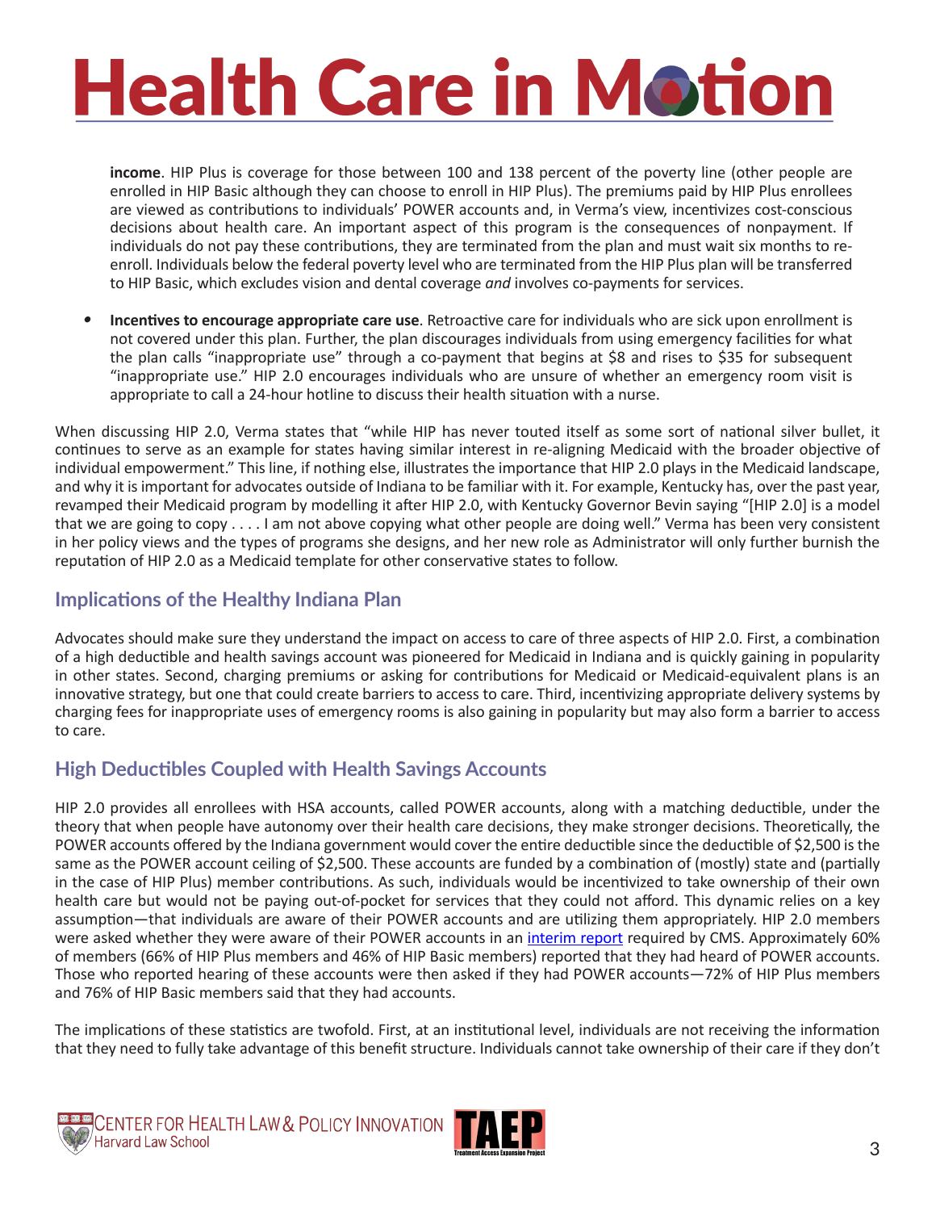**income**. HIP Plus is coverage for those between 100 and 138 percent of the poverty line (other people are enrolled in HIP Basic although they can choose to enroll in HIP Plus). The premiums paid by HIP Plus enrollees are viewed as contributions to individuals' POWER accounts and, in Verma's view, incentivizes cost-conscious decisions about health care. An important aspect of this program is the consequences of nonpayment. If individuals do not pay these contributions, they are terminated from the plan and must wait six months to re-enroll. Individuals below the federal poverty level who are terminated from the HIP Plus plan will be transferred to HIP Basic, which excludes vision and dental coverage *and* involves co-payments for services.

- **Incentives to encourage appropriate care use**. Retroactive care for individuals who are sick upon enrollment is not covered under this plan. Further, the plan discourages individuals from using emergency facilities for what the plan calls "inappropriate use" through a co-payment that begins at $8 and rises to $35 for subsequent "inappropriate use." HIP 2.0 encourages individuals who are unsure of whether an emergency room visit is appropriate to call a 24-hour hotline to discuss their health situation with a nurse.

When discussing HIP 2.0, Verma states that "while HIP has never touted itself as some sort of national silver bullet, it continues to serve as an example for states having similar interest in re-aligning Medicaid with the broader objective of individual empowerment." This line, if nothing else, illustrates the importance that HIP 2.0 plays in the Medicaid landscape, and why it is important for advocates outside of Indiana to be familiar with it. For example, Kentucky has, over the past year, revamped their Medicaid program by modelling it after HIP 2.0, with Kentucky Governor Bevin saying "[HIP 2.0] is a model that we are going to copy . . . . I am not above copying what other people are doing well." Verma has been very consistent in her policy views and the types of programs she designs, and her new role as Administrator will only further burnish the reputation of HIP 2.0 as a Medicaid template for other conservative states to follow.

## Implications of the Healthy Indiana Plan

Advocates should make sure they understand the impact on access to care of three aspects of HIP 2.0. First, a combination of a high deductible and health savings account was pioneered for Medicaid in Indiana and is quickly gaining in popularity in other states. Second, charging premiums or asking for contributions for Medicaid or Medicaid-equivalent plans is an innovative strategy, but one that could create barriers to access to care. Third, incentivizing appropriate delivery systems by charging fees for inappropriate uses of emergency rooms is also gaining in popularity but may also form a barrier to access to care.

## High Deductibles Coupled with Health Savings Accounts

HIP 2.0 provides all enrollees with HSA accounts, called POWER accounts, along with a matching deductible, under the theory that when people have autonomy over their health care decisions, they make stronger decisions. Theoretically, the POWER accounts offered by the Indiana government would cover the entire deductible since the deductible of $2,500 is the same as the POWER account ceiling of $2,500. These accounts are funded by a combination of (mostly) state and (partially in the case of HIP Plus) member contributions. As such, individuals would be incentivized to take ownership of their own health care but would not be paying out-of-pocket for services that they could not afford. This dynamic relies on a key assumption—that individuals are aware of their POWER accounts and are utilizing them appropriately. HIP 2.0 members were asked whether they were aware of their POWER accounts in an interim report required by CMS. Approximately 60% of members (66% of HIP Plus members and 46% of HIP Basic members) reported that they had heard of POWER accounts. Those who reported hearing of these accounts were then asked if they had POWER accounts—72% of HIP Plus members and 76% of HIP Basic members said that they had accounts.

The implications of these statistics are twofold. First, at an institutional level, individuals are not receiving the information that they need to fully take advantage of this benefit structure. Individuals cannot take ownership of their care if they don't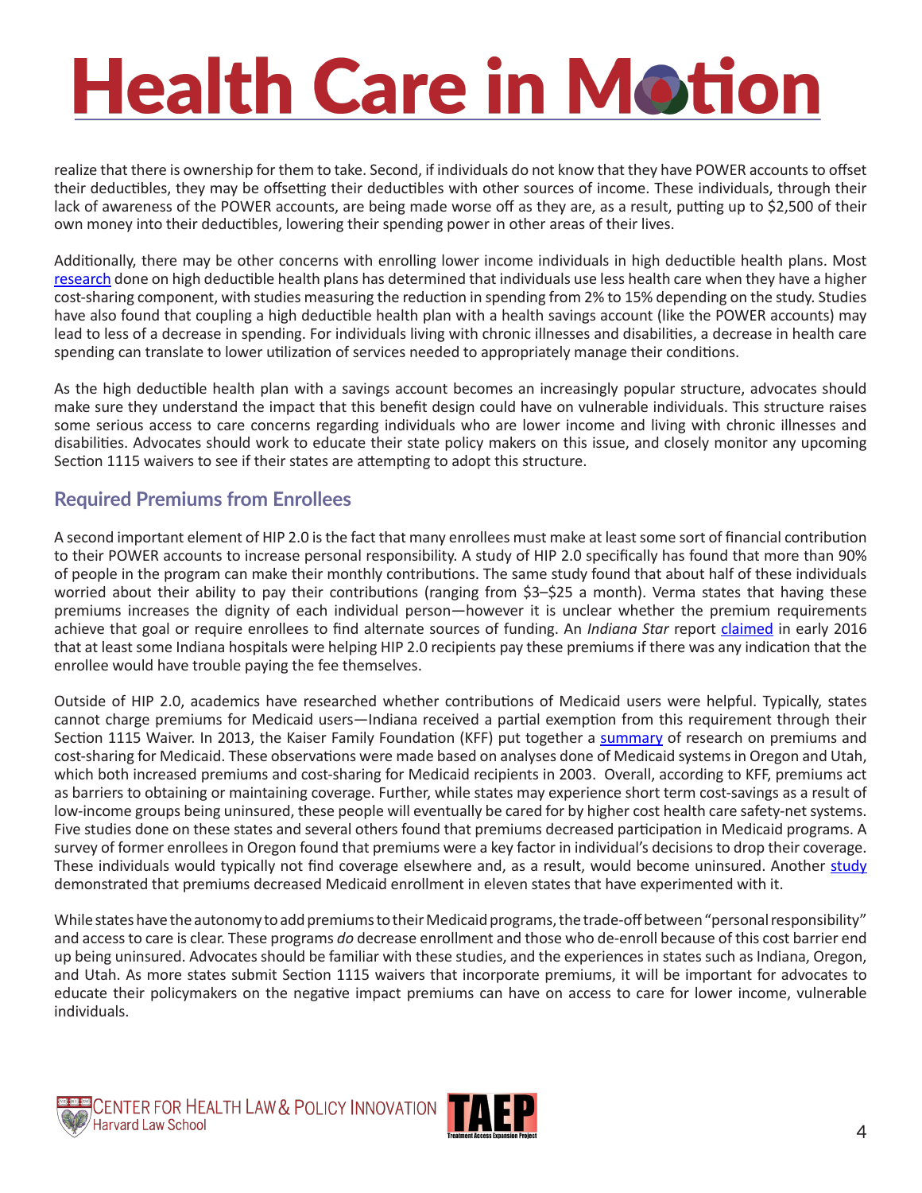realize that there is ownership for them to take. Second, if individuals do not know that they have POWER accounts to offset their deductibles, they may be offsetting their deductibles with other sources of income. These individuals, through their lack of awareness of the POWER accounts, are being made worse off as they are, as a result, putting up to $2,500 of their own money into their deductibles, lowering their spending power in other areas of their lives.

Additionally, there may be other concerns with enrolling lower income individuals in high deductible health plans. Most research done on high deductible health plans has determined that individuals use less health care when they have a higher cost-sharing component, with studies measuring the reduction in spending from 2% to 15% depending on the study. Studies have also found that coupling a high deductible health plan with a health savings account (like the POWER accounts) may lead to less of a decrease in spending. For individuals living with chronic illnesses and disabilities, a decrease in health care spending can translate to lower utilization of services needed to appropriately manage their conditions.

As the high deductible health plan with a savings account becomes an increasingly popular structure, advocates should make sure they understand the impact that this benefit design could have on vulnerable individuals. This structure raises some serious access to care concerns regarding individuals who are lower income and living with chronic illnesses and disabilities. Advocates should work to educate their state policy makers on this issue, and closely monitor any upcoming Section 1115 waivers to see if their states are attempting to adopt this structure.

## Required Premiums from Enrollees

A second important element of HIP 2.0 is the fact that many enrollees must make at least some sort of financial contribution to their POWER accounts to increase personal responsibility. A study of HIP 2.0 specifically has found that more than 90% of people in the program can make their monthly contributions. The same study found that about half of these individuals worried about their ability to pay their contributions (ranging from $3–$25 a month). Verma states that having these premiums increases the dignity of each individual person—however it is unclear whether the premium requirements achieve that goal or require enrollees to find alternate sources of funding. An *Indiana Star* report claimed in early 2016 that at least some Indiana hospitals were helping HIP 2.0 recipients pay these premiums if there was any indication that the enrollee would have trouble paying the fee themselves.

Outside of HIP 2.0, academics have researched whether contributions of Medicaid users were helpful. Typically, states cannot charge premiums for Medicaid users—Indiana received a partial exemption from this requirement through their Section 1115 Waiver. In 2013, the Kaiser Family Foundation (KFF) put together a summary of research on premiums and cost-sharing for Medicaid. These observations were made based on analyses done of Medicaid systems in Oregon and Utah, which both increased premiums and cost-sharing for Medicaid recipients in 2003. Overall, according to KFF, premiums act as barriers to obtaining or maintaining coverage. Further, while states may experience short term cost-savings as a result of low-income groups being uninsured, these people will eventually be cared for by higher cost health care safety-net systems. Five studies done on these states and several others found that premiums decreased participation in Medicaid programs. A survey of former enrollees in Oregon found that premiums were a key factor in individual's decisions to drop their coverage. These individuals would typically not find coverage elsewhere and, as a result, would become uninsured. Another study demonstrated that premiums decreased Medicaid enrollment in eleven states that have experimented with it.

While states have the autonomy to add premiums to their Medicaid programs, the trade-off between "personal responsibility" and access to care is clear. These programs *do* decrease enrollment and those who de-enroll because of this cost barrier end up being uninsured. Advocates should be familiar with these studies, and the experiences in states such as Indiana, Oregon, and Utah. As more states submit Section 1115 waivers that incorporate premiums, it will be important for advocates to educate their policymakers on the negative impact premiums can have on access to care for lower income, vulnerable individuals.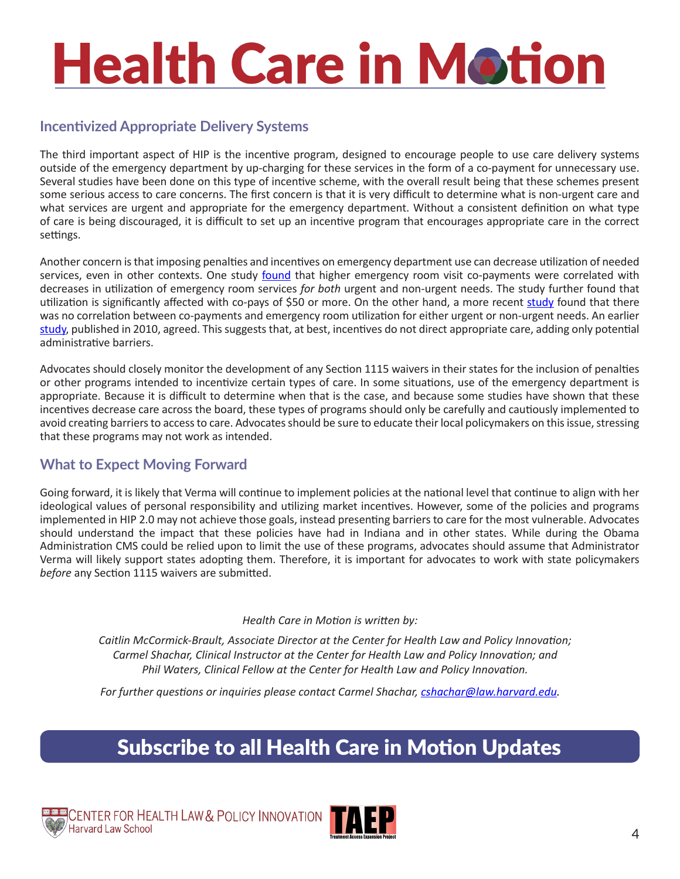## Incentivized Appropriate Delivery Systems

The third important aspect of HIP is the incentive program, designed to encourage people to use care delivery systems outside of the emergency department by up-charging for these services in the form of a co-payment for unnecessary use. Several studies have been done on this type of incentive scheme, with the overall result being that these schemes present some serious access to care concerns. The first concern is that it is very difficult to determine what is non-urgent care and what services are urgent and appropriate for the emergency department. Without a consistent definition on what type of care is being discouraged, it is difficult to set up an incentive program that encourages appropriate care in the correct settings.

Another concern is that imposing penalties and incentives on emergency department use can decrease utilization of needed services, even in other contexts. One study found that higher emergency room visit co-payments were correlated with decreases in utilization of emergency room services *for both* urgent and non-urgent needs. The study further found that utilization is significantly affected with co-pays of $50 or more. On the other hand, a more recent study found that there was no correlation between co-payments and emergency room utilization for either urgent or non-urgent needs. An earlier study, published in 2010, agreed. This suggests that, at best, incentives do not direct appropriate care, adding only potential administrative barriers.

Advocates should closely monitor the development of any Section 1115 waivers in their states for the inclusion of penalties or other programs intended to incentivize certain types of care. In some situations, use of the emergency department is appropriate. Because it is difficult to determine when that is the case, and because some studies have shown that these incentives decrease care across the board, these types of programs should only be carefully and cautiously implemented to avoid creating barriers to access to care. Advocates should be sure to educate their local policymakers on this issue, stressing that these programs may not work as intended.

## What to Expect Moving Forward

Going forward, it is likely that Verma will continue to implement policies at the national level that continue to align with her ideological values of personal responsibility and utilizing market incentives. However, some of the policies and programs implemented in HIP 2.0 may not achieve those goals, instead presenting barriers to care for the most vulnerable. Advocates should understand the impact that these policies have had in Indiana and in other states. While during the Obama Administration CMS could be relied upon to limit the use of these programs, advocates should assume that Administrator Verma will likely support states adopting them. Therefore, it is important for advocates to work with state policymakers *before* any Section 1115 waivers are submitted.

*Health Care in Motion is written by:*

*Caitlin McCormick-Brault, Associate Director at the Center for Health Law and Policy Innovation; Carmel Shachar, Clinical Instructor at the Center for Health Law and Policy Innovation; and Phil Waters, Clinical Fellow at the Center for Health Law and Policy Innovation.*

*For further questions or inquiries please contact Carmel Shachar, cshachar@law.harvard.edu.*

**Subscribe to all Health Care in Motion Updates**

Center for Health Law & Policy Innovation, Harvard Law School

TAEP Treatment Access Expansion Project